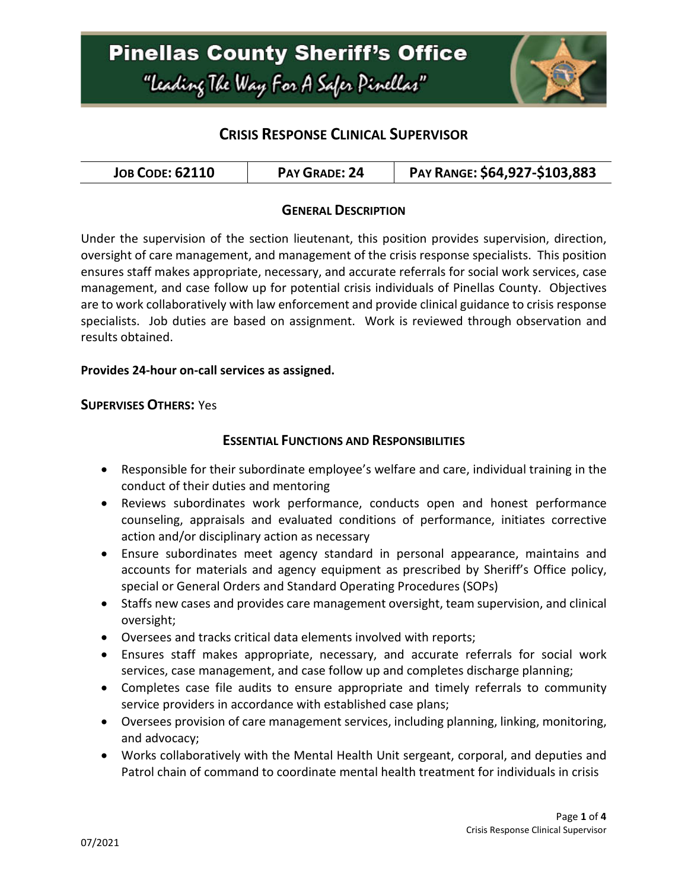# Pinellas County Sheriff's Office

"Leading The Way For A Safer Pinellas"

## Crisis Response Clinical Supervisor

| Job Code: 62110 | Pay Grade: 24 | Pay Range: $64,927-$103,883 |
|---|---|---|

### General Description

Under the supervision of the section lieutenant, this position provides supervision, direction, oversight of care management, and management of the crisis response specialists. This position ensures staff makes appropriate, necessary, and accurate referrals for social work services, case management, and case follow up for potential crisis individuals of Pinellas County. Objectives are to work collaboratively with law enforcement and provide clinical guidance to crisis response specialists. Job duties are based on assignment. Work is reviewed through observation and results obtained.

**Provides 24-hour on-call services as assigned.**

**Supervises Others:** Yes

### Essential Functions and Responsibilities

- Responsible for their subordinate employee's welfare and care, individual training in the conduct of their duties and mentoring
- Reviews subordinates work performance, conducts open and honest performance counseling, appraisals and evaluated conditions of performance, initiates corrective action and/or disciplinary action as necessary
- Ensure subordinates meet agency standard in personal appearance, maintains and accounts for materials and agency equipment as prescribed by Sheriff's Office policy, special or General Orders and Standard Operating Procedures (SOPs)
- Staffs new cases and provides care management oversight, team supervision, and clinical oversight;
- Oversees and tracks critical data elements involved with reports;
- Ensures staff makes appropriate, necessary, and accurate referrals for social work services, case management, and case follow up and completes discharge planning;
- Completes case file audits to ensure appropriate and timely referrals to community service providers in accordance with established case plans;
- Oversees provision of care management services, including planning, linking, monitoring, and advocacy;
- Works collaboratively with the Mental Health Unit sergeant, corporal, and deputies and Patrol chain of command to coordinate mental health treatment for individuals in crisis

07/2021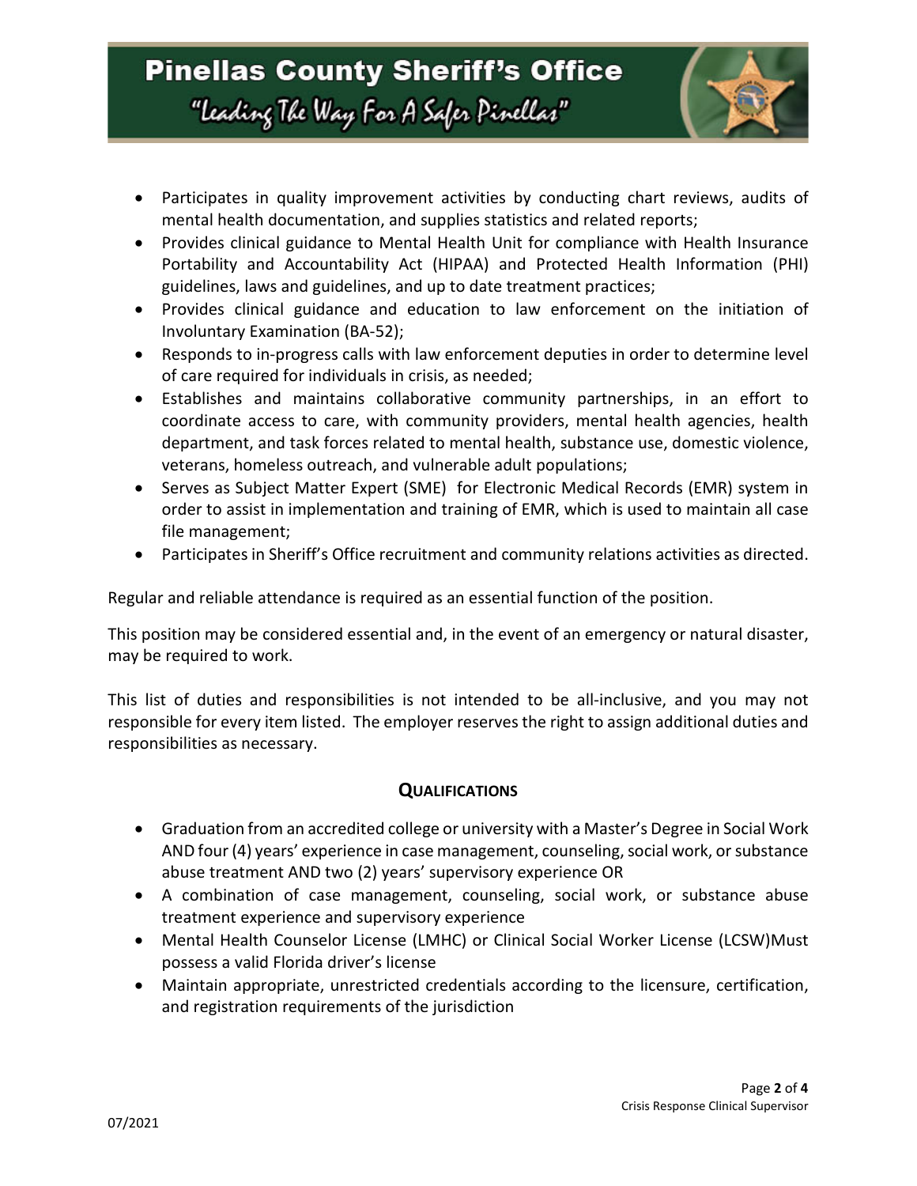- Participates in quality improvement activities by conducting chart reviews, audits of mental health documentation, and supplies statistics and related reports;
- Provides clinical guidance to Mental Health Unit for compliance with Health Insurance Portability and Accountability Act (HIPAA) and Protected Health Information (PHI) guidelines, laws and guidelines, and up to date treatment practices;
- Provides clinical guidance and education to law enforcement on the initiation of Involuntary Examination (BA-52);
- Responds to in-progress calls with law enforcement deputies in order to determine level of care required for individuals in crisis, as needed;
- Establishes and maintains collaborative community partnerships, in an effort to coordinate access to care, with community providers, mental health agencies, health department, and task forces related to mental health, substance use, domestic violence, veterans, homeless outreach, and vulnerable adult populations;
- Serves as Subject Matter Expert (SME) for Electronic Medical Records (EMR) system in order to assist in implementation and training of EMR, which is used to maintain all case file management;
- Participates in Sheriff's Office recruitment and community relations activities as directed.

Regular and reliable attendance is required as an essential function of the position.

This position may be considered essential and, in the event of an emergency or natural disaster, may be required to work.

This list of duties and responsibilities is not intended to be all-inclusive, and you may not responsible for every item listed. The employer reserves the right to assign additional duties and responsibilities as necessary.

## Qualifications

- Graduation from an accredited college or university with a Master's Degree in Social Work AND four (4) years' experience in case management, counseling, social work, or substance abuse treatment AND two (2) years' supervisory experience OR
- A combination of case management, counseling, social work, or substance abuse treatment experience and supervisory experience
- Mental Health Counselor License (LMHC) or Clinical Social Worker License (LCSW)Must possess a valid Florida driver's license
- Maintain appropriate, unrestricted credentials according to the licensure, certification, and registration requirements of the jurisdiction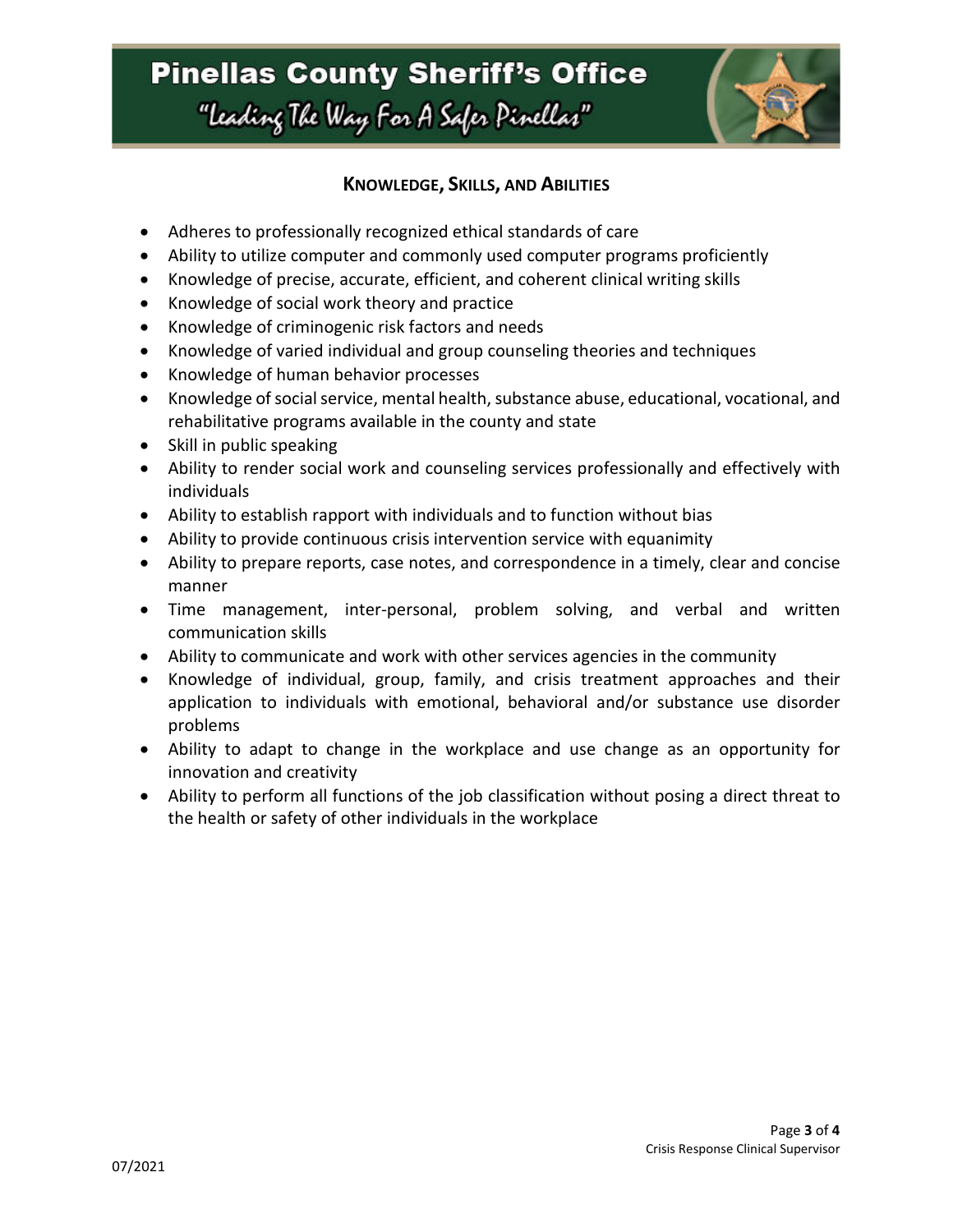## KNOWLEDGE, SKILLS, AND ABILITIES

- Adheres to professionally recognized ethical standards of care
- Ability to utilize computer and commonly used computer programs proficiently
- Knowledge of precise, accurate, efficient, and coherent clinical writing skills
- Knowledge of social work theory and practice
- Knowledge of criminogenic risk factors and needs
- Knowledge of varied individual and group counseling theories and techniques
- Knowledge of human behavior processes
- Knowledge of social service, mental health, substance abuse, educational, vocational, and rehabilitative programs available in the county and state
- Skill in public speaking
- Ability to render social work and counseling services professionally and effectively with individuals
- Ability to establish rapport with individuals and to function without bias
- Ability to provide continuous crisis intervention service with equanimity
- Ability to prepare reports, case notes, and correspondence in a timely, clear and concise manner
- Time management, inter-personal, problem solving, and verbal and written communication skills
- Ability to communicate and work with other services agencies in the community
- Knowledge of individual, group, family, and crisis treatment approaches and their application to individuals with emotional, behavioral and/or substance use disorder problems
- Ability to adapt to change in the workplace and use change as an opportunity for innovation and creativity
- Ability to perform all functions of the job classification without posing a direct threat to the health or safety of other individuals in the workplace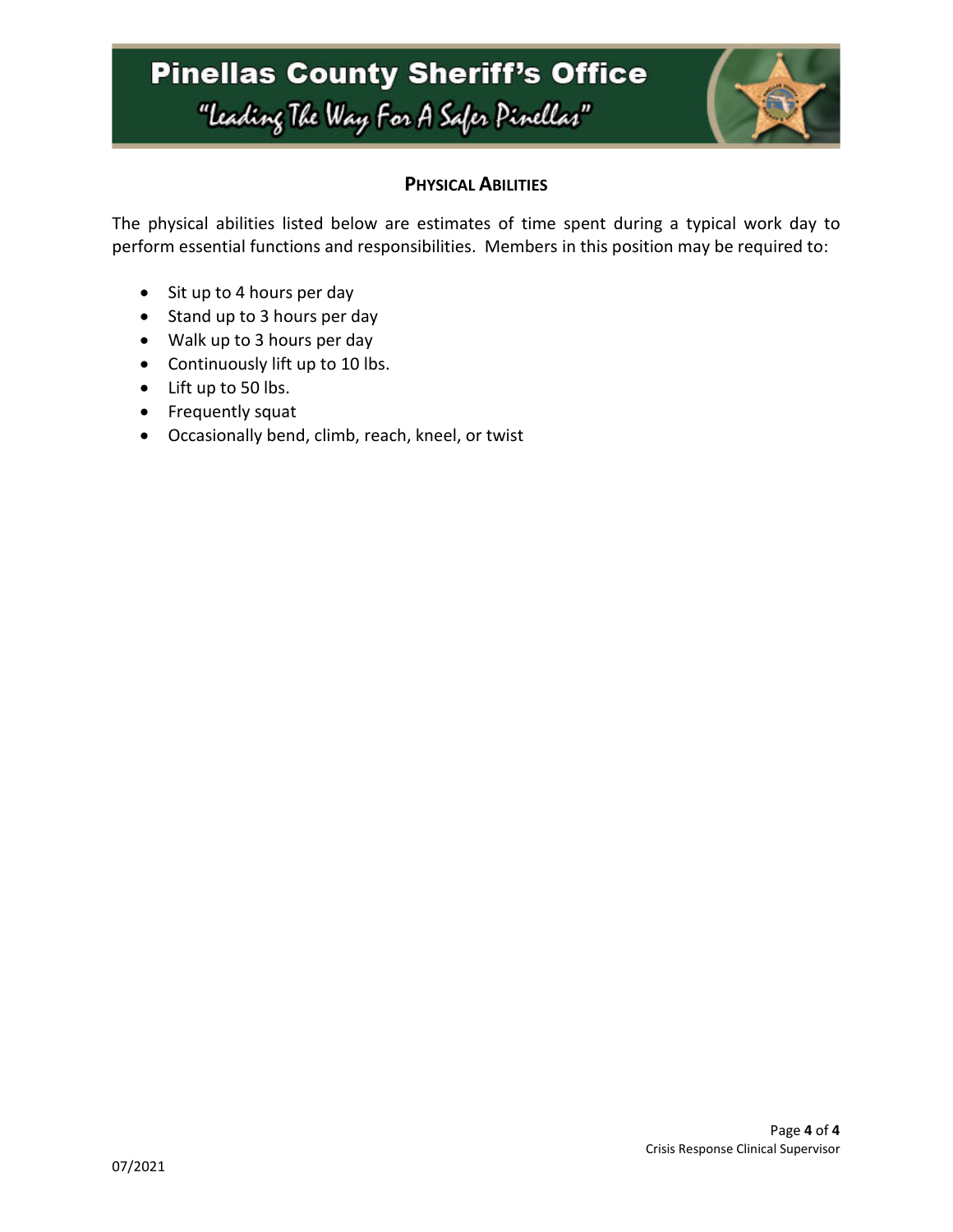## PHYSICAL ABILITIES

The physical abilities listed below are estimates of time spent during a typical work day to perform essential functions and responsibilities. Members in this position may be required to:

- Sit up to 4 hours per day
- Stand up to 3 hours per day
- Walk up to 3 hours per day
- Continuously lift up to 10 lbs.
- Lift up to 50 lbs.
- Frequently squat
- Occasionally bend, climb, reach, kneel, or twist